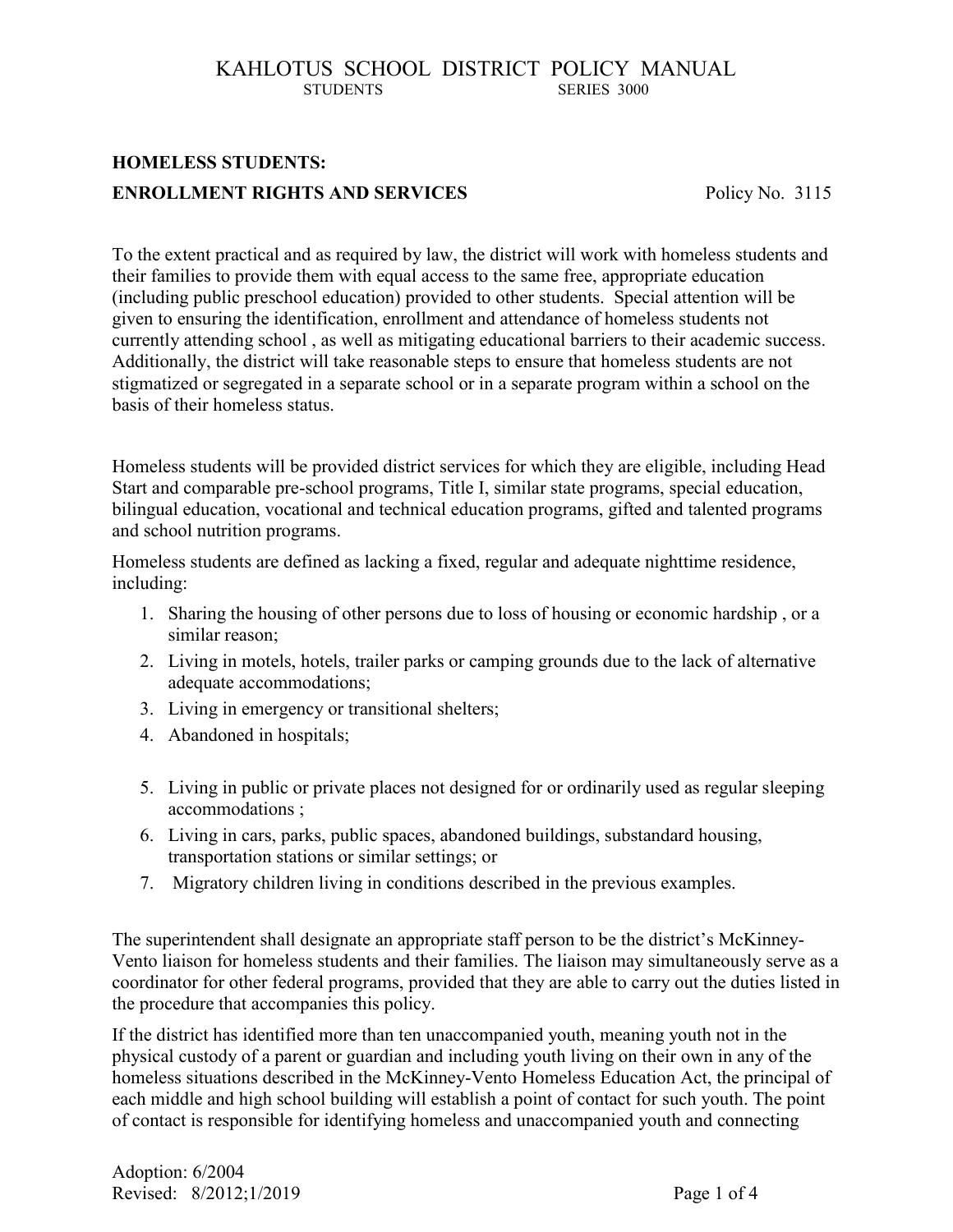# KAHLOTUS SCHOOL DISTRICT POLICY MANUAL

STUDENTS SERIES 3000

## HOMELESS STUDENTS: ENROLLMENT RIGHTS AND SERVICES

Policy No. 3115

To the extent practical and as required by law, the district will work with homeless students and their families to provide them with equal access to the same free, appropriate education (including public preschool education) provided to other students. Special attention will be given to ensuring the identification, enrollment and attendance of homeless students not currently attending school , as well as mitigating educational barriers to their academic success. Additionally, the district will take reasonable steps to ensure that homeless students are not stigmatized or segregated in a separate school or in a separate program within a school on the basis of their homeless status.

Homeless students will be provided district services for which they are eligible, including Head Start and comparable pre-school programs, Title I, similar state programs, special education, bilingual education, vocational and technical education programs, gifted and talented programs and school nutrition programs.

Homeless students are defined as lacking a fixed, regular and adequate nighttime residence, including:

1. Sharing the housing of other persons due to loss of housing or economic hardship , or a similar reason;
2. Living in motels, hotels, trailer parks or camping grounds due to the lack of alternative adequate accommodations;
3. Living in emergency or transitional shelters;
4. Abandoned in hospitals;
5. Living in public or private places not designed for or ordinarily used as regular sleeping accommodations ;
6. Living in cars, parks, public spaces, abandoned buildings, substandard housing, transportation stations or similar settings; or
7. Migratory children living in conditions described in the previous examples.

The superintendent shall designate an appropriate staff person to be the district's McKinney-Vento liaison for homeless students and their families. The liaison may simultaneously serve as a coordinator for other federal programs, provided that they are able to carry out the duties listed in the procedure that accompanies this policy.

If the district has identified more than ten unaccompanied youth, meaning youth not in the physical custody of a parent or guardian and including youth living on their own in any of the homeless situations described in the McKinney-Vento Homeless Education Act, the principal of each middle and high school building will establish a point of contact for such youth. The point of contact is responsible for identifying homeless and unaccompanied youth and connecting

Adoption: 6/2004
Revised: 8/2012;1/2019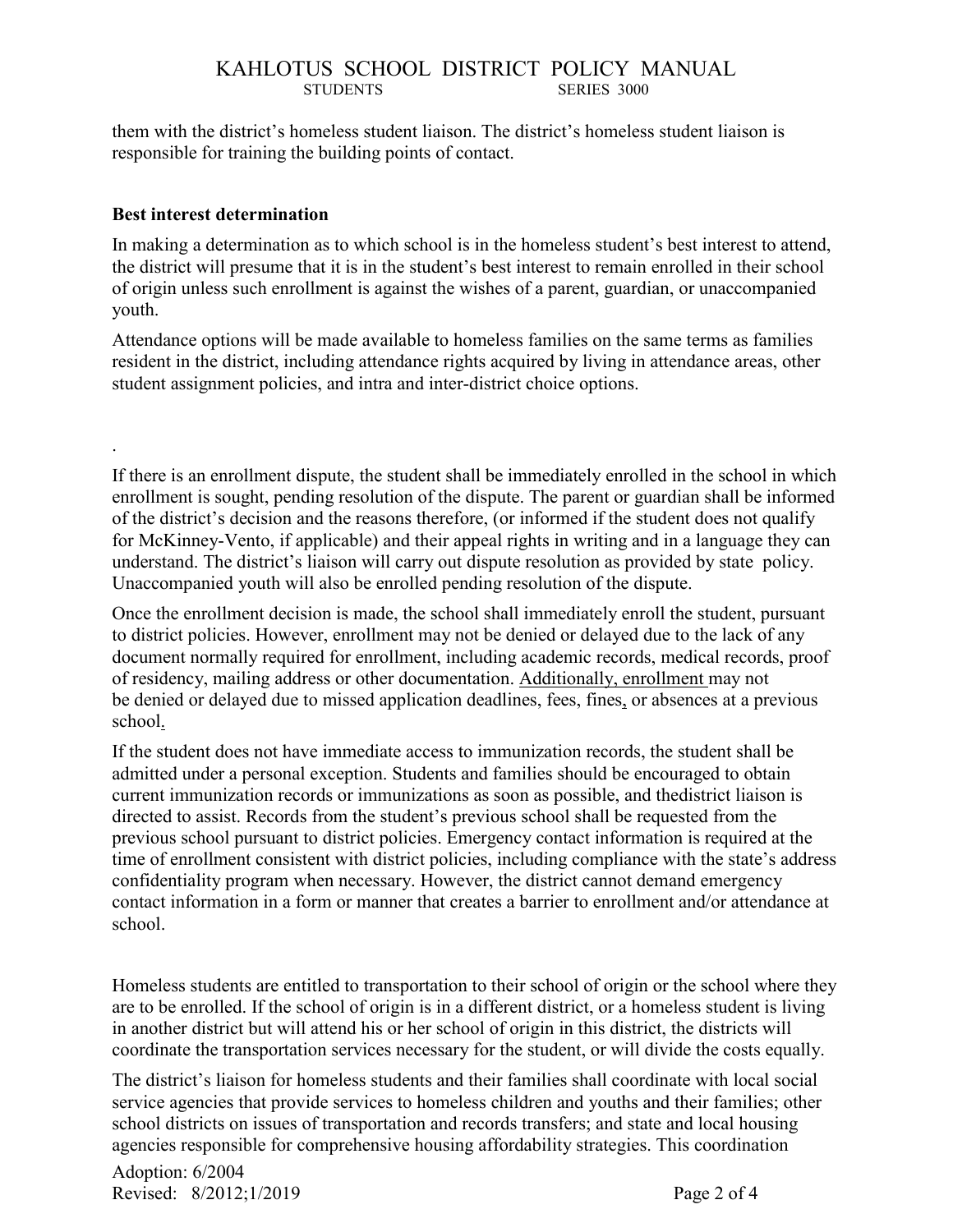them with the district's homeless student liaison. The district's homeless student liaison is responsible for training the building points of contact.

**Best interest determination**

In making a determination as to which school is in the homeless student's best interest to attend, the district will presume that it is in the student's best interest to remain enrolled in their school of origin unless such enrollment is against the wishes of a parent, guardian, or unaccompanied youth.

Attendance options will be made available to homeless families on the same terms as families resident in the district, including attendance rights acquired by living in attendance areas, other student assignment policies, and intra and inter-district choice options.

.

If there is an enrollment dispute, the student shall be immediately enrolled in the school in which enrollment is sought, pending resolution of the dispute. The parent or guardian shall be informed of the district's decision and the reasons therefore, (or informed if the student does not qualify for McKinney-Vento, if applicable) and their appeal rights in writing and in a language they can understand. The district's liaison will carry out dispute resolution as provided by state policy. Unaccompanied youth will also be enrolled pending resolution of the dispute.

Once the enrollment decision is made, the school shall immediately enroll the student, pursuant to district policies. However, enrollment may not be denied or delayed due to the lack of any document normally required for enrollment, including academic records, medical records, proof of residency, mailing address or other documentation. Additionally, enrollment may not be denied or delayed due to missed application deadlines, fees, fines, or absences at a previous school.

If the student does not have immediate access to immunization records, the student shall be admitted under a personal exception. Students and families should be encouraged to obtain current immunization records or immunizations as soon as possible, and thedistrict liaison is directed to assist. Records from the student's previous school shall be requested from the previous school pursuant to district policies. Emergency contact information is required at the time of enrollment consistent with district policies, including compliance with the state's address confidentiality program when necessary. However, the district cannot demand emergency contact information in a form or manner that creates a barrier to enrollment and/or attendance at school.

Homeless students are entitled to transportation to their school of origin or the school where they are to be enrolled. If the school of origin is in a different district, or a homeless student is living in another district but will attend his or her school of origin in this district, the districts will coordinate the transportation services necessary for the student, or will divide the costs equally.

The district's liaison for homeless students and their families shall coordinate with local social service agencies that provide services to homeless children and youths and their families; other school districts on issues of transportation and records transfers; and state and local housing agencies responsible for comprehensive housing affordability strategies. This coordination

Adoption: 6/2004
Revised: 8/2012;1/2019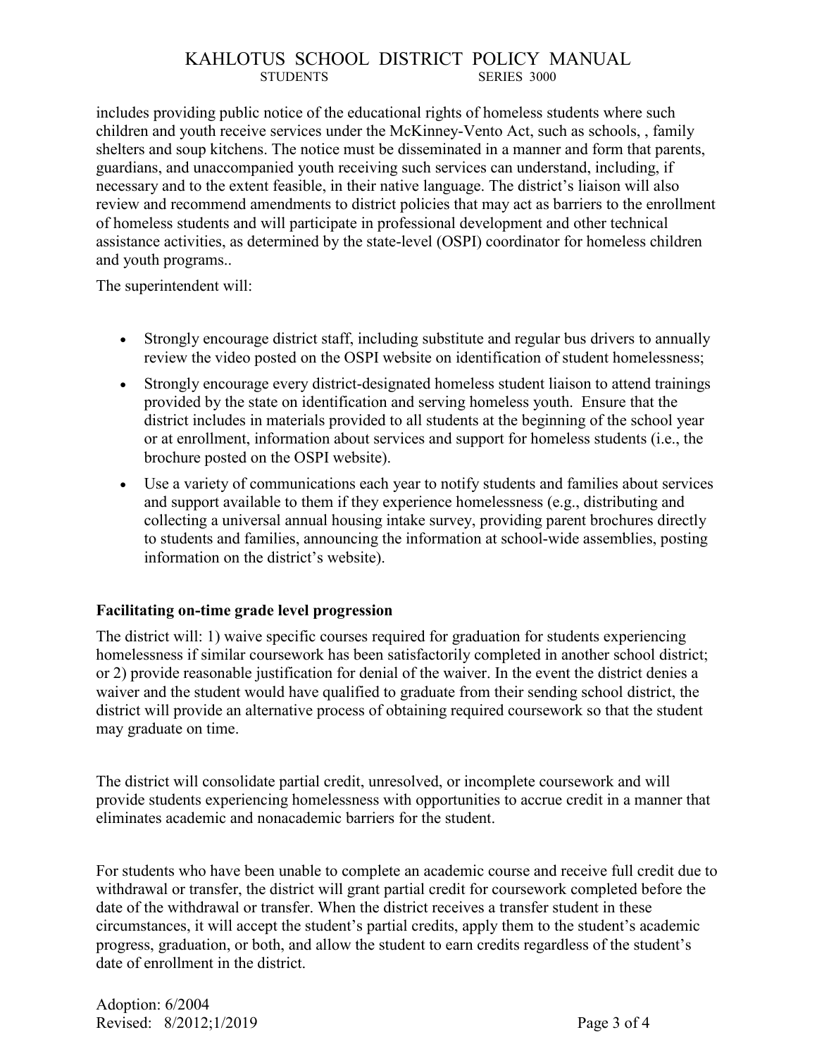includes providing public notice of the educational rights of homeless students where such children and youth receive services under the McKinney-Vento Act, such as schools, , family shelters and soup kitchens. The notice must be disseminated in a manner and form that parents, guardians, and unaccompanied youth receiving such services can understand, including, if necessary and to the extent feasible, in their native language. The district's liaison will also review and recommend amendments to district policies that may act as barriers to the enrollment of homeless students and will participate in professional development and other technical assistance activities, as determined by the state-level (OSPI) coordinator for homeless children and youth programs..

The superintendent will:

- Strongly encourage district staff, including substitute and regular bus drivers to annually review the video posted on the OSPI website on identification of student homelessness;
- Strongly encourage every district-designated homeless student liaison to attend trainings provided by the state on identification and serving homeless youth. Ensure that the district includes in materials provided to all students at the beginning of the school year or at enrollment, information about services and support for homeless students (i.e., the brochure posted on the OSPI website).
- Use a variety of communications each year to notify students and families about services and support available to them if they experience homelessness (e.g., distributing and collecting a universal annual housing intake survey, providing parent brochures directly to students and families, announcing the information at school-wide assemblies, posting information on the district's website).

**Facilitating on-time grade level progression**

The district will: 1) waive specific courses required for graduation for students experiencing homelessness if similar coursework has been satisfactorily completed in another school district; or 2) provide reasonable justification for denial of the waiver. In the event the district denies a waiver and the student would have qualified to graduate from their sending school district, the district will provide an alternative process of obtaining required coursework so that the student may graduate on time.

The district will consolidate partial credit, unresolved, or incomplete coursework and will provide students experiencing homelessness with opportunities to accrue credit in a manner that eliminates academic and nonacademic barriers for the student.

For students who have been unable to complete an academic course and receive full credit due to withdrawal or transfer, the district will grant partial credit for coursework completed before the date of the withdrawal or transfer. When the district receives a transfer student in these circumstances, it will accept the student's partial credits, apply them to the student's academic progress, graduation, or both, and allow the student to earn credits regardless of the student's date of enrollment in the district.

Adoption: 6/2004
Revised: 8/2012;1/2019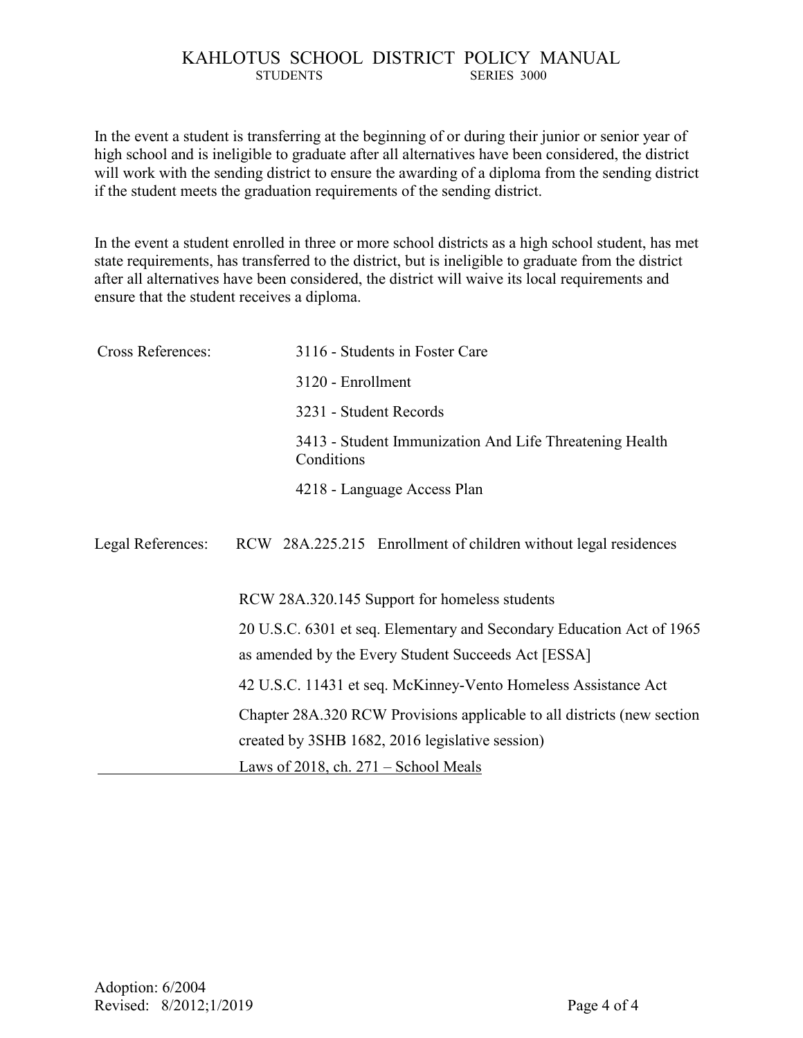In the event a student is transferring at the beginning of or during their junior or senior year of high school and is ineligible to graduate after all alternatives have been considered, the district will work with the sending district to ensure the awarding of a diploma from the sending district if the student meets the graduation requirements of the sending district.

In the event a student enrolled in three or more school districts as a high school student, has met state requirements, has transferred to the district, but is ineligible to graduate from the district after all alternatives have been considered, the district will waive its local requirements and ensure that the student receives a diploma.

| | |
|---|---|
| Cross References: | 3116 - Students in Foster Care |
| | 3120 - Enrollment |
| | 3231 - Student Records |
| | 3413 - Student Immunization And Life Threatening Health Conditions |
| | 4218 - Language Access Plan |

| | |
|---|---|
| Legal References: | RCW 28A.225.215 Enrollment of children without legal residences |
| | RCW 28A.320.145 Support for homeless students |
| | 20 U.S.C. 6301 et seq. Elementary and Secondary Education Act of 1965 as amended by the Every Student Succeeds Act [ESSA] |
| | 42 U.S.C. 11431 et seq. McKinney-Vento Homeless Assistance Act |
| | Chapter 28A.320 RCW Provisions applicable to all districts (new section created by 3SHB 1682, 2016 legislative session) |
| | Laws of 2018, ch. 271 – School Meals |

Adoption: 6/2004
Revised: 8/2012;1/2019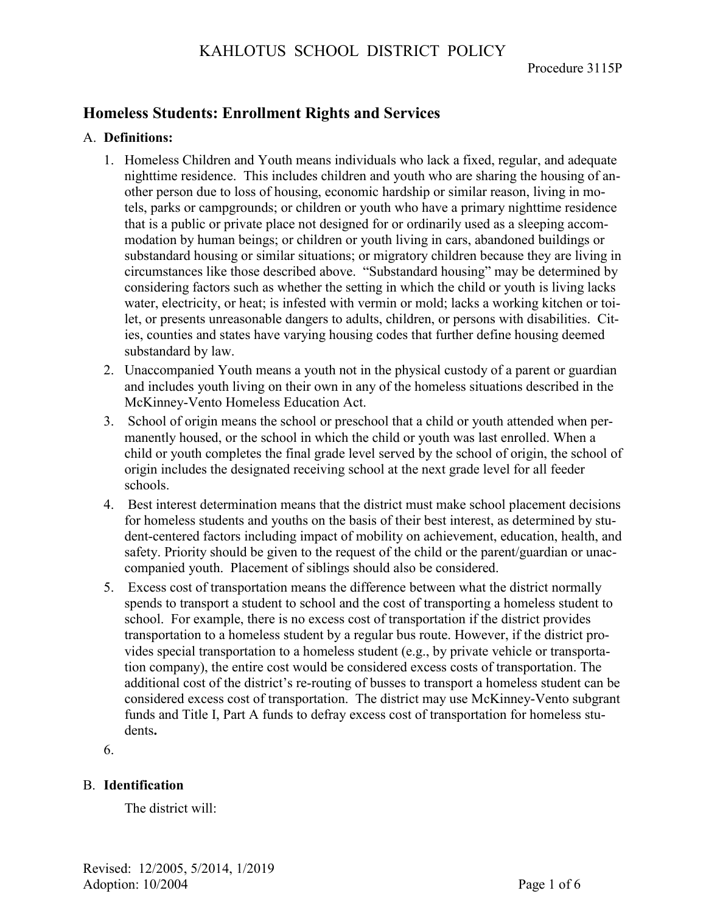# KAHLOTUS SCHOOL DISTRICT POLICY

Procedure 3115P

## Homeless Students: Enrollment Rights and Services

A. **Definitions:**

1. Homeless Children and Youth means individuals who lack a fixed, regular, and adequate nighttime residence. This includes children and youth who are sharing the housing of another person due to loss of housing, economic hardship or similar reason, living in motels, parks or campgrounds; or children or youth who have a primary nighttime residence that is a public or private place not designed for or ordinarily used as a sleeping accommodation by human beings; or children or youth living in cars, abandoned buildings or substandard housing or similar situations; or migratory children because they are living in circumstances like those described above. "Substandard housing" may be determined by considering factors such as whether the setting in which the child or youth is living lacks water, electricity, or heat; is infested with vermin or mold; lacks a working kitchen or toilet, or presents unreasonable dangers to adults, children, or persons with disabilities. Cities, counties and states have varying housing codes that further define housing deemed substandard by law.
2. Unaccompanied Youth means a youth not in the physical custody of a parent or guardian and includes youth living on their own in any of the homeless situations described in the McKinney-Vento Homeless Education Act.
3. School of origin means the school or preschool that a child or youth attended when permanently housed, or the school in which the child or youth was last enrolled. When a child or youth completes the final grade level served by the school of origin, the school of origin includes the designated receiving school at the next grade level for all feeder schools.
4. Best interest determination means that the district must make school placement decisions for homeless students and youths on the basis of their best interest, as determined by student-centered factors including impact of mobility on achievement, education, health, and safety. Priority should be given to the request of the child or the parent/guardian or unaccompanied youth. Placement of siblings should also be considered.
5. Excess cost of transportation means the difference between what the district normally spends to transport a student to school and the cost of transporting a homeless student to school. For example, there is no excess cost of transportation if the district provides transportation to a homeless student by a regular bus route. However, if the district provides special transportation to a homeless student (e.g., by private vehicle or transportation company), the entire cost would be considered excess costs of transportation. The additional cost of the district's re-routing of busses to transport a homeless student can be considered excess cost of transportation. The district may use McKinney-Vento subgrant funds and Title I, Part A funds to defray excess cost of transportation for homeless students**.**
6. 

B. **Identification**

The district will:

Revised: 12/2005, 5/2014, 1/2019
Adoption: 10/2004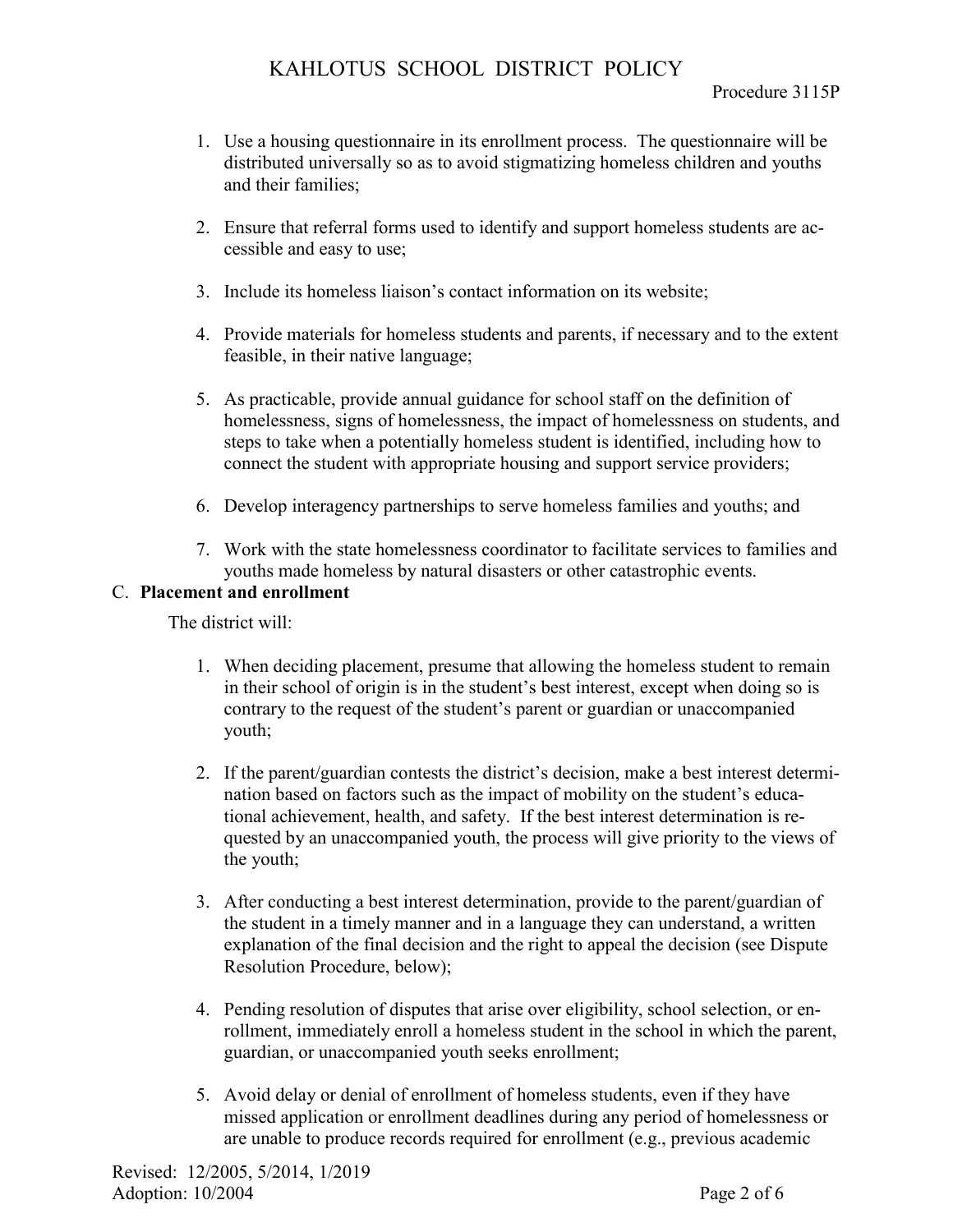1. Use a housing questionnaire in its enrollment process. The questionnaire will be distributed universally so as to avoid stigmatizing homeless children and youths and their families;

2. Ensure that referral forms used to identify and support homeless students are accessible and easy to use;

3. Include its homeless liaison's contact information on its website;

4. Provide materials for homeless students and parents, if necessary and to the extent feasible, in their native language;

5. As practicable, provide annual guidance for school staff on the definition of homelessness, signs of homelessness, the impact of homelessness on students, and steps to take when a potentially homeless student is identified, including how to connect the student with appropriate housing and support service providers;

6. Develop interagency partnerships to serve homeless families and youths; and

7. Work with the state homelessness coordinator to facilitate services to families and youths made homeless by natural disasters or other catastrophic events.

C. **Placement and enrollment**

The district will:

1. When deciding placement, presume that allowing the homeless student to remain in their school of origin is in the student's best interest, except when doing so is contrary to the request of the student's parent or guardian or unaccompanied youth;

2. If the parent/guardian contests the district's decision, make a best interest determination based on factors such as the impact of mobility on the student's educational achievement, health, and safety. If the best interest determination is requested by an unaccompanied youth, the process will give priority to the views of the youth;

3. After conducting a best interest determination, provide to the parent/guardian of the student in a timely manner and in a language they can understand, a written explanation of the final decision and the right to appeal the decision (see Dispute Resolution Procedure, below);

4. Pending resolution of disputes that arise over eligibility, school selection, or enrollment, immediately enroll a homeless student in the school in which the parent, guardian, or unaccompanied youth seeks enrollment;

5. Avoid delay or denial of enrollment of homeless students, even if they have missed application or enrollment deadlines during any period of homelessness or are unable to produce records required for enrollment (e.g., previous academic

Revised: 12/2005, 5/2014, 1/2019
Adoption: 10/2004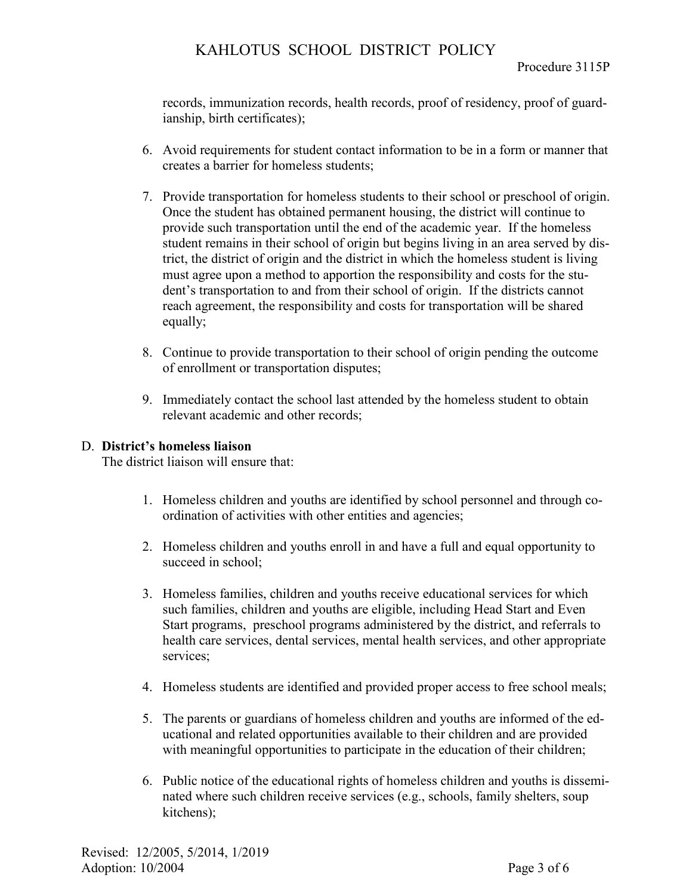records, immunization records, health records, proof of residency, proof of guardianship, birth certificates);

6. Avoid requirements for student contact information to be in a form or manner that creates a barrier for homeless students;

7. Provide transportation for homeless students to their school or preschool of origin. Once the student has obtained permanent housing, the district will continue to provide such transportation until the end of the academic year. If the homeless student remains in their school of origin but begins living in an area served by district, the district of origin and the district in which the homeless student is living must agree upon a method to apportion the responsibility and costs for the student's transportation to and from their school of origin. If the districts cannot reach agreement, the responsibility and costs for transportation will be shared equally;

8. Continue to provide transportation to their school of origin pending the outcome of enrollment or transportation disputes;

9. Immediately contact the school last attended by the homeless student to obtain relevant academic and other records;

D. **District's homeless liaison**

The district liaison will ensure that:

1. Homeless children and youths are identified by school personnel and through coordination of activities with other entities and agencies;

2. Homeless children and youths enroll in and have a full and equal opportunity to succeed in school;

3. Homeless families, children and youths receive educational services for which such families, children and youths are eligible, including Head Start and Even Start programs, preschool programs administered by the district, and referrals to health care services, dental services, mental health services, and other appropriate services;

4. Homeless students are identified and provided proper access to free school meals;

5. The parents or guardians of homeless children and youths are informed of the educational and related opportunities available to their children and are provided with meaningful opportunities to participate in the education of their children;

6. Public notice of the educational rights of homeless children and youths is disseminated where such children receive services (e.g., schools, family shelters, soup kitchens);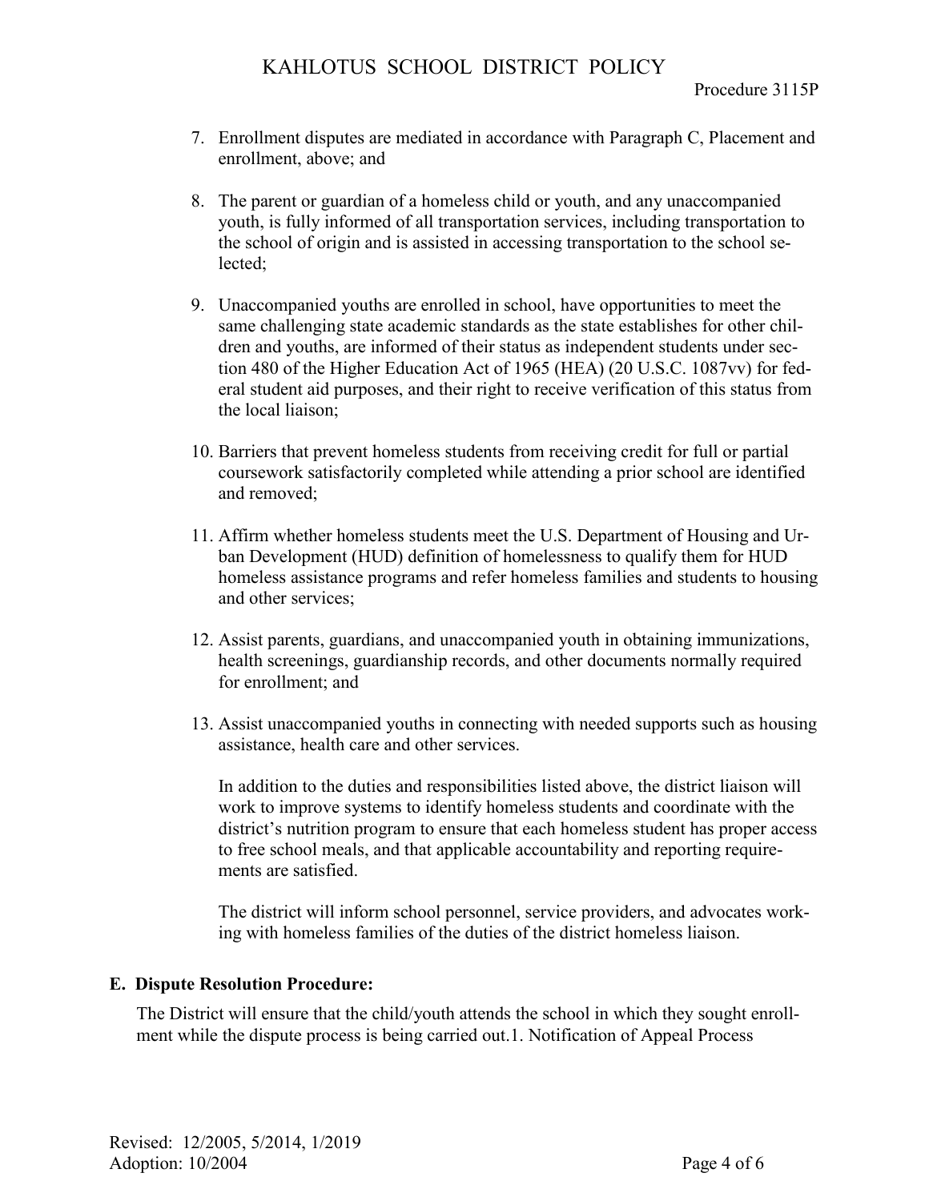7. Enrollment disputes are mediated in accordance with Paragraph C, Placement and enrollment, above; and

8. The parent or guardian of a homeless child or youth, and any unaccompanied youth, is fully informed of all transportation services, including transportation to the school of origin and is assisted in accessing transportation to the school selected;

9. Unaccompanied youths are enrolled in school, have opportunities to meet the same challenging state academic standards as the state establishes for other children and youths, are informed of their status as independent students under section 480 of the Higher Education Act of 1965 (HEA) (20 U.S.C. 1087vv) for federal student aid purposes, and their right to receive verification of this status from the local liaison;

10. Barriers that prevent homeless students from receiving credit for full or partial coursework satisfactorily completed while attending a prior school are identified and removed;

11. Affirm whether homeless students meet the U.S. Department of Housing and Urban Development (HUD) definition of homelessness to qualify them for HUD homeless assistance programs and refer homeless families and students to housing and other services;

12. Assist parents, guardians, and unaccompanied youth in obtaining immunizations, health screenings, guardianship records, and other documents normally required for enrollment; and

13. Assist unaccompanied youths in connecting with needed supports such as housing assistance, health care and other services.

    In addition to the duties and responsibilities listed above, the district liaison will work to improve systems to identify homeless students and coordinate with the district's nutrition program to ensure that each homeless student has proper access to free school meals, and that applicable accountability and reporting requirements are satisfied.

    The district will inform school personnel, service providers, and advocates working with homeless families of the duties of the district homeless liaison.

**E. Dispute Resolution Procedure:**

The District will ensure that the child/youth attends the school in which they sought enrollment while the dispute process is being carried out.1. Notification of Appeal Process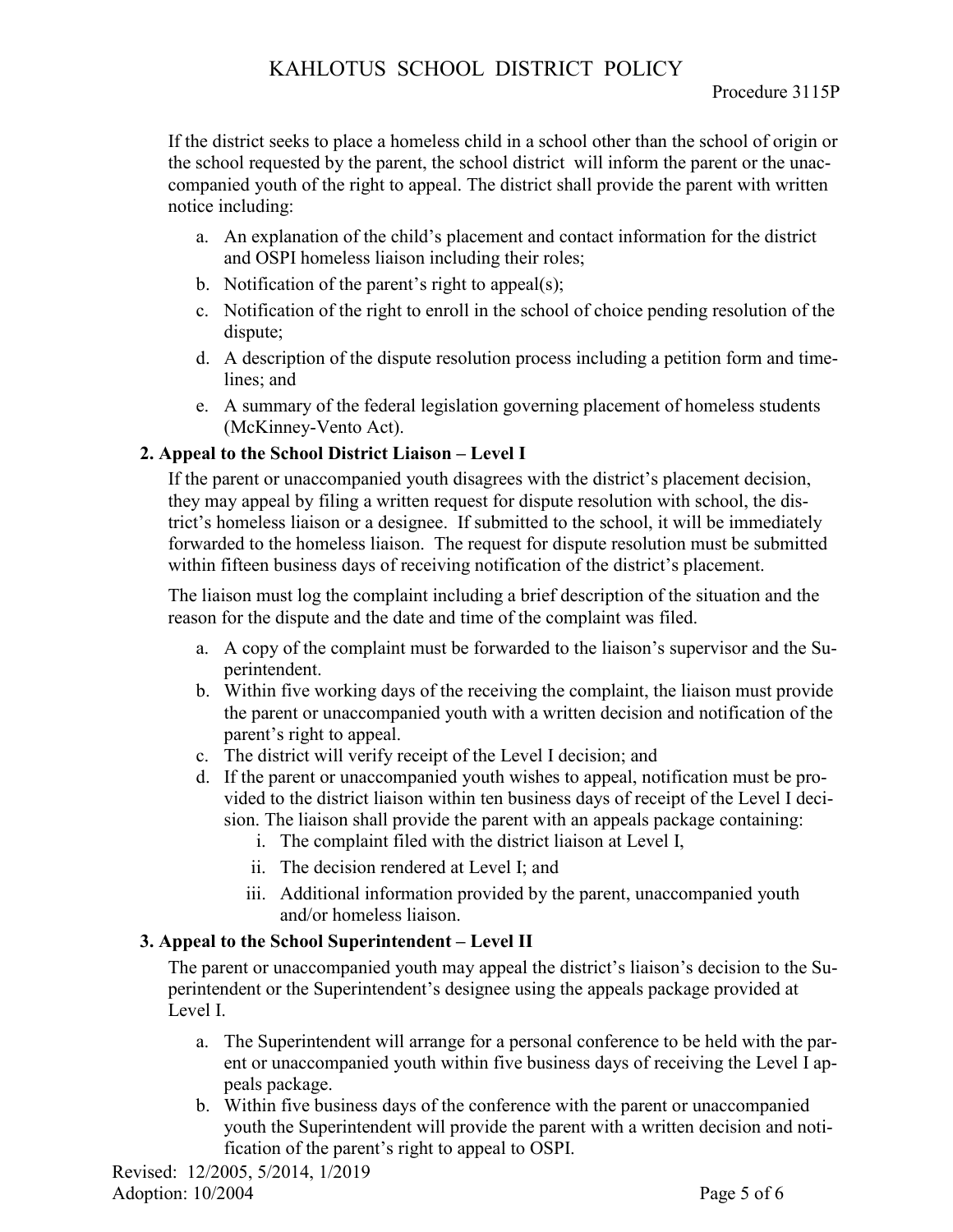If the district seeks to place a homeless child in a school other than the school of origin or the school requested by the parent, the school district will inform the parent or the unaccompanied youth of the right to appeal. The district shall provide the parent with written notice including:

a. An explanation of the child's placement and contact information for the district and OSPI homeless liaison including their roles;
b. Notification of the parent's right to appeal(s);
c. Notification of the right to enroll in the school of choice pending resolution of the dispute;
d. A description of the dispute resolution process including a petition form and timelines; and
e. A summary of the federal legislation governing placement of homeless students (McKinney-Vento Act).

**2. Appeal to the School District Liaison – Level I**

If the parent or unaccompanied youth disagrees with the district's placement decision, they may appeal by filing a written request for dispute resolution with school, the district's homeless liaison or a designee. If submitted to the school, it will be immediately forwarded to the homeless liaison. The request for dispute resolution must be submitted within fifteen business days of receiving notification of the district's placement.

The liaison must log the complaint including a brief description of the situation and the reason for the dispute and the date and time of the complaint was filed.

a. A copy of the complaint must be forwarded to the liaison's supervisor and the Superintendent.
b. Within five working days of the receiving the complaint, the liaison must provide the parent or unaccompanied youth with a written decision and notification of the parent's right to appeal.
c. The district will verify receipt of the Level I decision; and
d. If the parent or unaccompanied youth wishes to appeal, notification must be provided to the district liaison within ten business days of receipt of the Level I decision. The liaison shall provide the parent with an appeals package containing:
    i. The complaint filed with the district liaison at Level I,
    ii. The decision rendered at Level I; and
    iii. Additional information provided by the parent, unaccompanied youth and/or homeless liaison.

**3. Appeal to the School Superintendent – Level II**

The parent or unaccompanied youth may appeal the district's liaison's decision to the Superintendent or the Superintendent's designee using the appeals package provided at Level I.

a. The Superintendent will arrange for a personal conference to be held with the parent or unaccompanied youth within five business days of receiving the Level I appeals package.
b. Within five business days of the conference with the parent or unaccompanied youth the Superintendent will provide the parent with a written decision and notification of the parent's right to appeal to OSPI.

Revised: 12/2005, 5/2014, 1/2019
Adoption: 10/2004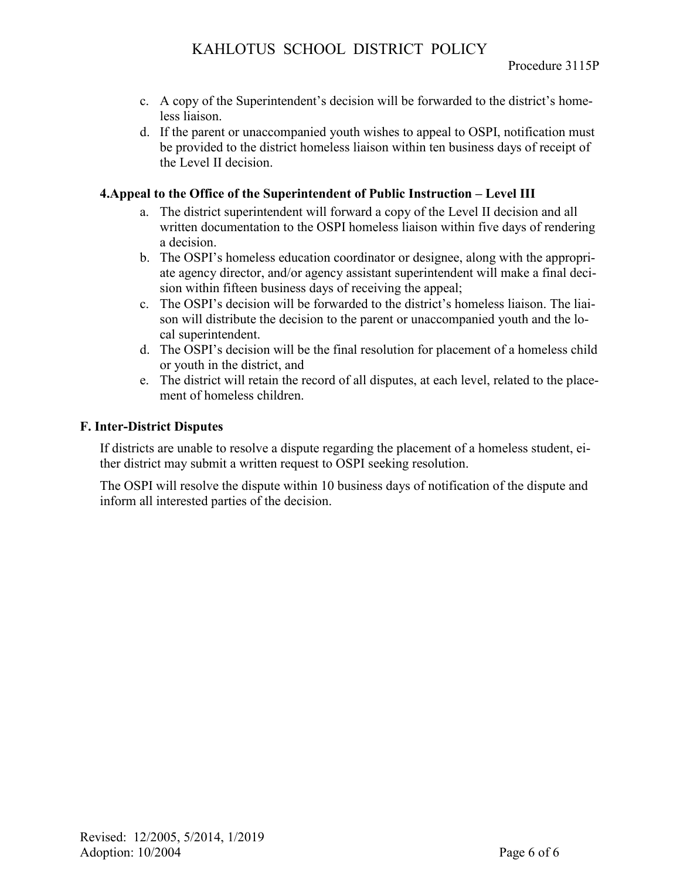c. A copy of the Superintendent's decision will be forwarded to the district's homeless liaison.
d. If the parent or unaccompanied youth wishes to appeal to OSPI, notification must be provided to the district homeless liaison within ten business days of receipt of the Level II decision.

**4.Appeal to the Office of the Superintendent of Public Instruction – Level III**

a. The district superintendent will forward a copy of the Level II decision and all written documentation to the OSPI homeless liaison within five days of rendering a decision.
b. The OSPI's homeless education coordinator or designee, along with the appropriate agency director, and/or agency assistant superintendent will make a final decision within fifteen business days of receiving the appeal;
c. The OSPI's decision will be forwarded to the district's homeless liaison. The liaison will distribute the decision to the parent or unaccompanied youth and the local superintendent.
d. The OSPI's decision will be the final resolution for placement of a homeless child or youth in the district, and
e. The district will retain the record of all disputes, at each level, related to the placement of homeless children.

**F. Inter-District Disputes**

If districts are unable to resolve a dispute regarding the placement of a homeless student, either district may submit a written request to OSPI seeking resolution.

The OSPI will resolve the dispute within 10 business days of notification of the dispute and inform all interested parties of the decision.

Revised: 12/2005, 5/2014, 1/2019
Adoption: 10/2004